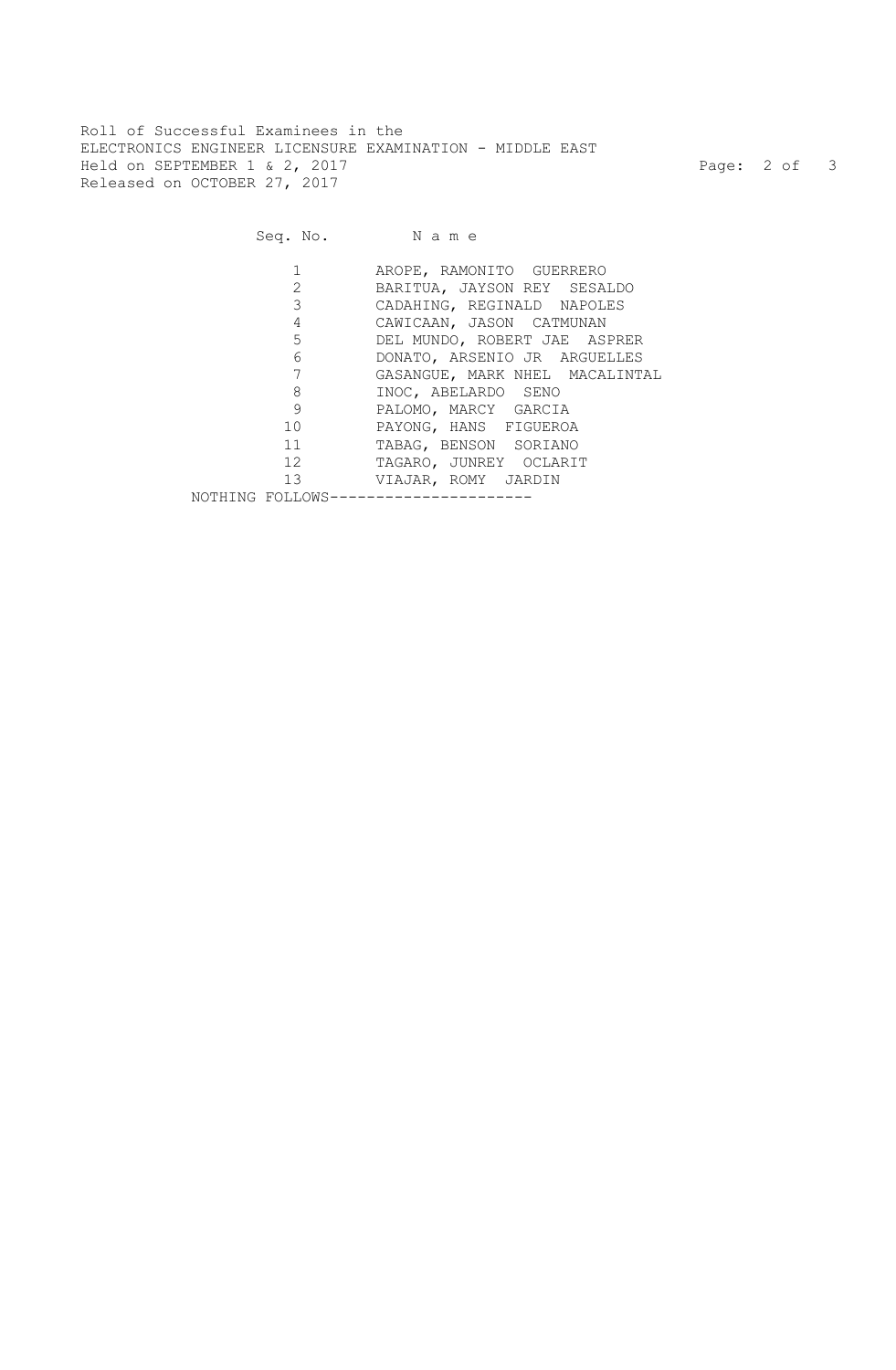Roll of Successful Examinees in the
ELECTRONICS ENGINEER LICENSURE EXAMINATION - MIDDLE EAST
Held on SEPTEMBER 1 & 2, 2017
Released on OCTOBER 27, 2017

| Seq. No. | N a m e |
| --- | --- |
| 1 | AROPE, RAMONITO GUERRERO |
| 2 | BARITUA, JAYSON REY SESALDO |
| 3 | CADAHING, REGINALD NAPOLES |
| 4 | CAWICAAN, JASON CATMUNAN |
| 5 | DEL MUNDO, ROBERT JAE ASPRER |
| 6 | DONATO, ARSENIO JR ARGUELLES |
| 7 | GASANGUE, MARK NHEL MACALINTAL |
| 8 | INOC, ABELARDO SENO |
| 9 | PALOMO, MARCY GARCIA |
| 10 | PAYONG, HANS FIGUEROA |
| 11 | TABAG, BENSON SORIANO |
| 12 | TAGARO, JUNREY OCLARIT |
| 13 | VIAJAR, ROMY JARDIN |

NOTHING FOLLOWS----------------------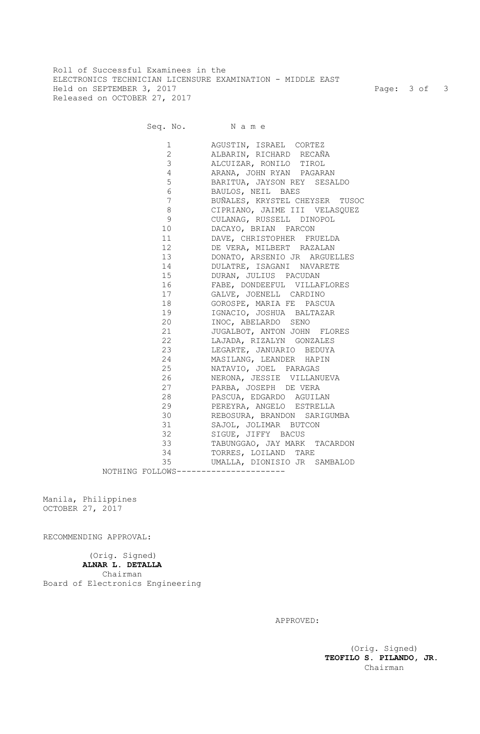Roll of Successful Examinees in the
ELECTRONICS TECHNICIAN LICENSURE EXAMINATION - MIDDLE EAST
Held on SEPTEMBER 3, 2017
Released on OCTOBER 27, 2017

| Seq. No. | Name |
|---|---|
| 1 | AGUSTIN, ISRAEL CORTEZ |
| 2 | ALBARIN, RICHARD RECAÑA |
| 3 | ALCUIZAR, RONILO TIROL |
| 4 | ARANA, JOHN RYAN PAGARAN |
| 5 | BARITUA, JAYSON REY SESALDO |
| 6 | BAULOS, NEIL BAES |
| 7 | BUÑALES, KRYSTEL CHEYSER TUSOC |
| 8 | CIPRIANO, JAIME III VELASQUEZ |
| 9 | CULANAG, RUSSELL DINOPOL |
| 10 | DACAYO, BRIAN PARCON |
| 11 | DAVE, CHRISTOPHER FRUELDA |
| 12 | DE VERA, MILBERT RAZALAN |
| 13 | DONATO, ARSENIO JR ARGUELLES |
| 14 | DULATRE, ISAGANI NAVARETE |
| 15 | DURAN, JULIUS PACUDAN |
| 16 | FABE, DONDEEFUL VILLAFLORES |
| 17 | GALVE, JOENELL CARDINO |
| 18 | GOROSPE, MARIA FE PASCUA |
| 19 | IGNACIO, JOSHUA BALTAZAR |
| 20 | INOC, ABELARDO SENO |
| 21 | JUGALBOT, ANTON JOHN FLORES |
| 22 | LAJADA, RIZALYN GONZALES |
| 23 | LEGARTE, JANUARIO BEDUYA |
| 24 | MASILANG, LEANDER HAPIN |
| 25 | NATAVIO, JOEL PARAGAS |
| 26 | NERONA, JESSIE VILLANUEVA |
| 27 | PARBA, JOSEPH DE VERA |
| 28 | PASCUA, EDGARDO AGUILAN |
| 29 | PEREYRA, ANGELO ESTRELLA |
| 30 | REBOSURA, BRANDON SARIGUMBA |
| 31 | SAJOL, JOLIMAR BUTCON |
| 32 | SIGUE, JIFFY BACUS |
| 33 | TABUNGGAO, JAY MARK TACARDON |
| 34 | TORRES, LOILAND TARE |
| 35 | UMALLA, DIONISIO JR SAMBALOD |

NOTHING FOLLOWS----------------------

Manila, Philippines
OCTOBER 27, 2017

RECOMMENDING APPROVAL:

(Orig. Signed)
**ALNAR L. DETALLA**
Chairman
Board of Electronics Engineering

APPROVED:

(Orig. Signed)
**TEOFILO S. PILANDO, JR.**
Chairman